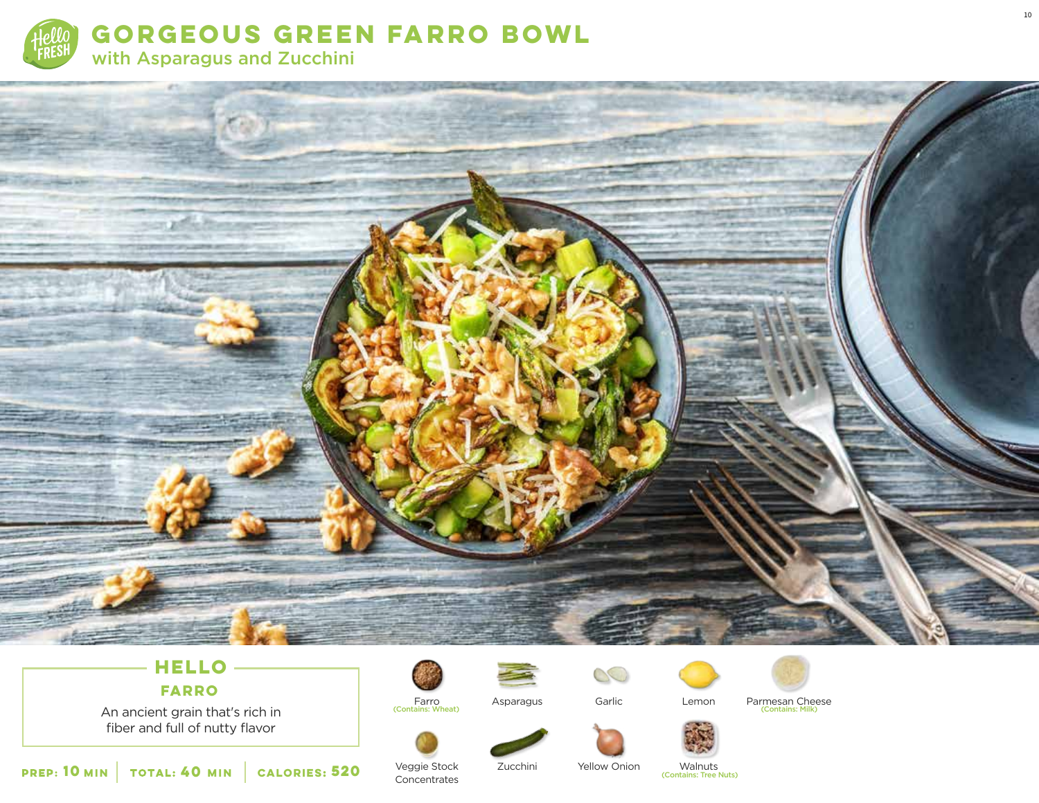# GORGEOUS GREEN FARRO BOWL

## with Asparagus and Zucchini

### HELLO FARRO

An ancient grain that's rich in fiber and full of nutty flavor

**PREP: 10 MIN** | **TOTAL: 40 MIN** | **CALORIES: 520**

- Farro (Contains: Wheat)
- Asparagus
- Garlic
- Lemon
- Parmesan Cheese (Contains: Milk)
- Veggie Stock Concentrates
- Zucchini
- Yellow Onion
- Walnuts (Contains: Tree Nuts)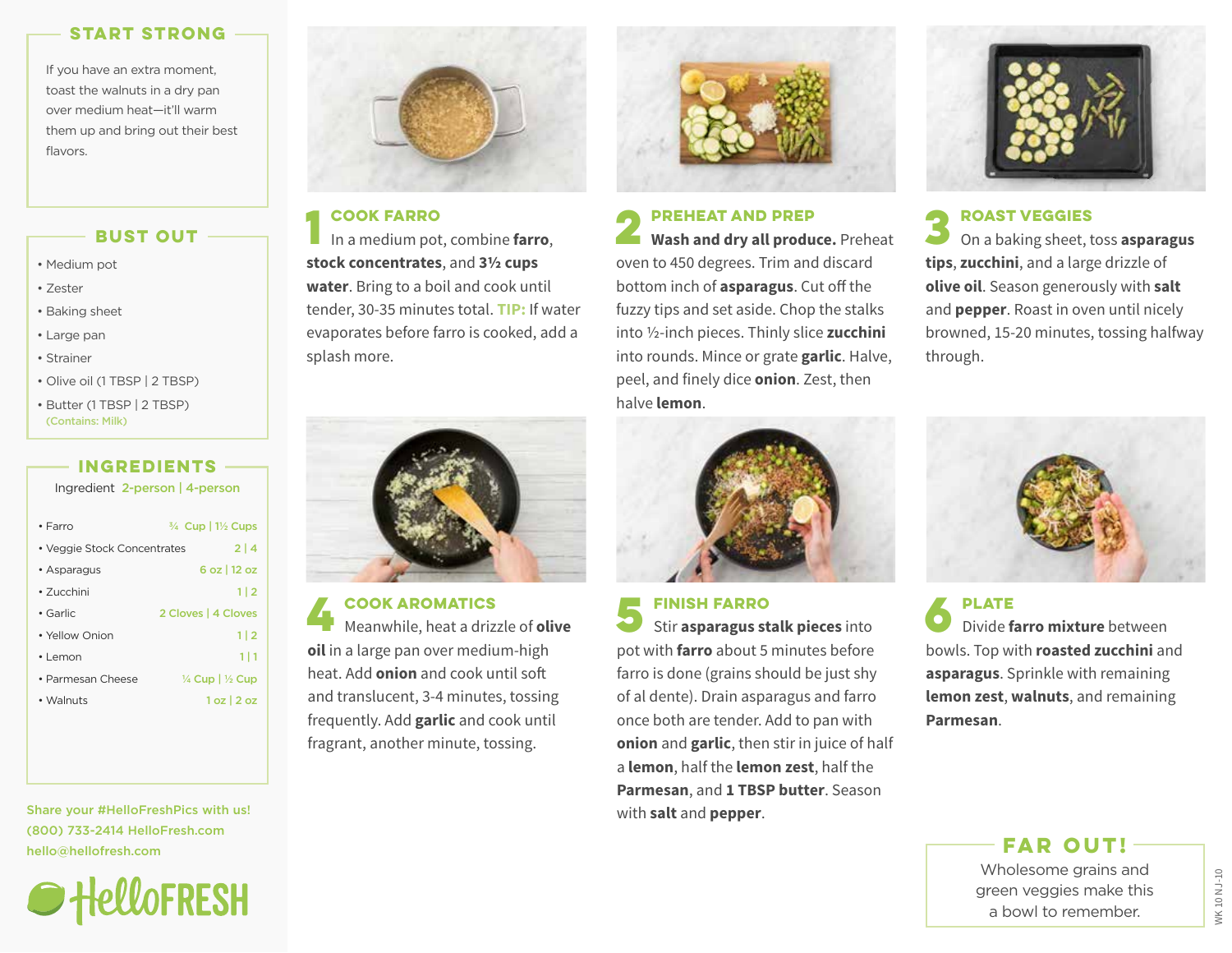## START STRONG

If you have an extra moment, toast the walnuts in a dry pan over medium heat—it'll warm them up and bring out their best flavors.

## BUST OUT

- Medium pot
- Zester
- Baking sheet
- Large pan
- Strainer
- Olive oil (1 TBSP | 2 TBSP)
- Butter (1 TBSP | 2 TBSP)
  (Contains: Milk)

## INGREDIENTS

| Ingredient | 2-person \| 4-person |
| --- | --- |
| • Farro | ¾ Cup \| 1½ Cups |
| • Veggie Stock Concentrates | 2 \| 4 |
| • Asparagus | 6 oz \| 12 oz |
| • Zucchini | 1 \| 2 |
| • Garlic | 2 Cloves \| 4 Cloves |
| • Yellow Onion | 1 \| 2 |
| • Lemon | 1 \| 1 |
| • Parmesan Cheese | ¼ Cup \| ½ Cup |
| • Walnuts | 1 oz \| 2 oz |

Share your #HelloFreshPics with us!
(800) 733-2414 HelloFresh.com
hello@hellofresh.com

HelloFRESH

### 1 COOK FARRO

In a medium pot, combine **farro**, **stock concentrates**, and **3½ cups water**. Bring to a boil and cook until tender, 30-35 minutes total. **TIP:** If water evaporates before farro is cooked, add a splash more.

### 2 PREHEAT AND PREP

**Wash and dry all produce.** Preheat oven to 450 degrees. Trim and discard bottom inch of **asparagus**. Cut off the fuzzy tips and set aside. Chop the stalks into ½-inch pieces. Thinly slice **zucchini** into rounds. Mince or grate **garlic**. Halve, peel, and finely dice **onion**. Zest, then halve **lemon**.

### 3 ROAST VEGGIES

On a baking sheet, toss **asparagus tips**, **zucchini**, and a large drizzle of **olive oil**. Season generously with **salt** and **pepper**. Roast in oven until nicely browned, 15-20 minutes, tossing halfway through.

### 4 COOK AROMATICS

Meanwhile, heat a drizzle of **olive oil** in a large pan over medium-high heat. Add **onion** and cook until soft and translucent, 3-4 minutes, tossing frequently. Add **garlic** and cook until fragrant, another minute, tossing.

### 5 FINISH FARRO

Stir **asparagus stalk pieces** into pot with **farro** about 5 minutes before farro is done (grains should be just shy of al dente). Drain asparagus and farro once both are tender. Add to pan with **onion** and **garlic**, then stir in juice of half a **lemon**, half the **lemon zest**, half the **Parmesan**, and **1 TBSP butter**. Season with **salt** and **pepper**.

### 6 PLATE

Divide **farro mixture** between bowls. Top with **roasted zucchini** and **asparagus**. Sprinkle with remaining **lemon zest**, **walnuts**, and remaining **Parmesan**.

## FAR OUT!

Wholesome grains and green veggies make this a bowl to remember.

WK 10 NJ-10